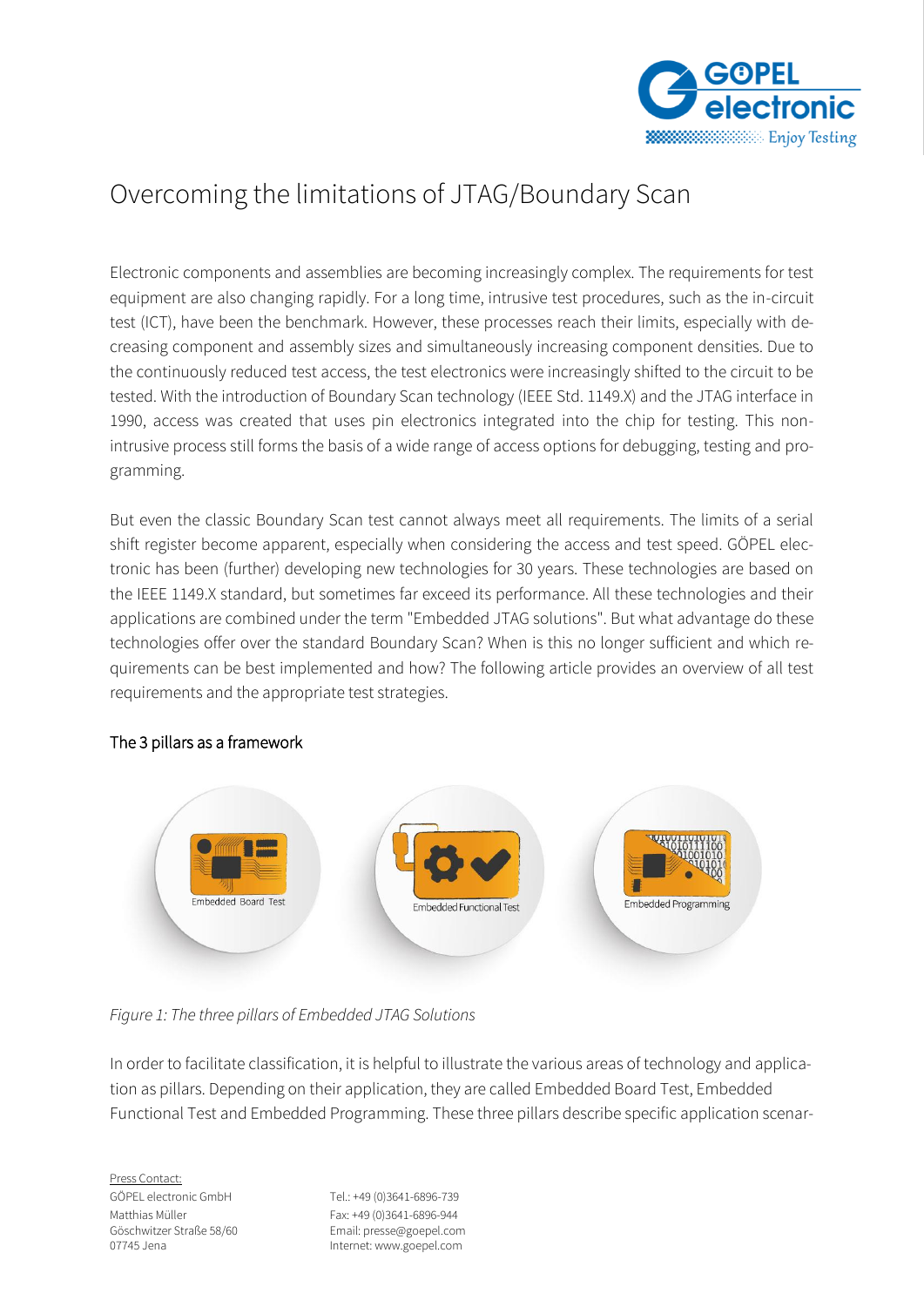# Overcoming the limitations of JTAG/Boundary Scan

Electronic components and assemblies are becoming increasingly complex. The requirements for test equipment are also changing rapidly. For a long time, intrusive test procedures, such as the in-circuit test (ICT), have been the benchmark. However, these processes reach their limits, especially with decreasing component and assembly sizes and simultaneously increasing component densities. Due to the continuously reduced test access, the test electronics were increasingly shifted to the circuit to be tested. With the introduction of Boundary Scan technology (IEEE Std. 1149.X) and the JTAG interface in 1990, access was created that uses pin electronics integrated into the chip for testing. This non-intrusive process still forms the basis of a wide range of access options for debugging, testing and programming.

But even the classic Boundary Scan test cannot always meet all requirements. The limits of a serial shift register become apparent, especially when considering the access and test speed. GÖPEL electronic has been (further) developing new technologies for 30 years. These technologies are based on the IEEE 1149.X standard, but sometimes far exceed its performance. All these technologies and their applications are combined under the term "Embedded JTAG solutions". But what advantage do these technologies offer over the standard Boundary Scan? When is this no longer sufficient and which requirements can be best implemented and how? The following article provides an overview of all test requirements and the appropriate test strategies.

## The 3 pillars as a framework

Embedded Board Test | Embedded Functional Test | Embedded Programming

*Figure 1: The three pillars of Embedded JTAG Solutions*

In order to facilitate classification, it is helpful to illustrate the various areas of technology and application as pillars. Depending on their application, they are called Embedded Board Test, Embedded Functional Test and Embedded Programming. These three pillars describe specific application scenar-

Press Contact:
GÖPEL electronic GmbH
Matthias Müller
Göschwitzer Straße 58/60
07745 Jena

Tel.: +49 (0)3641-6896-739
Fax: +49 (0)3641-6896-944
Email: presse@goepel.com
Internet: www.goepel.com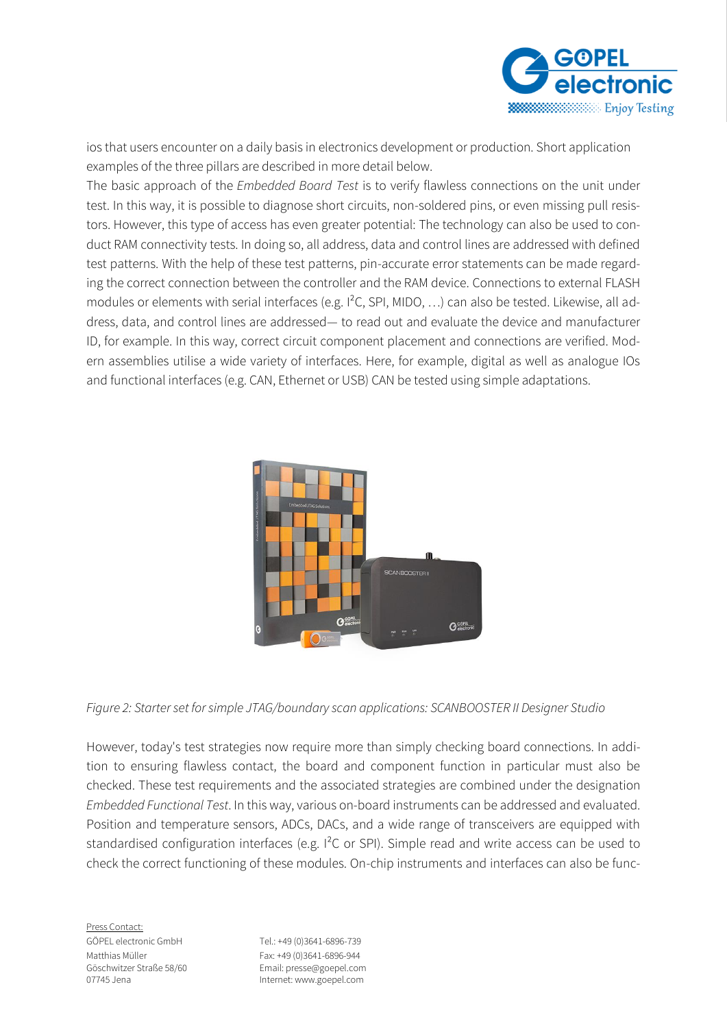ios that users encounter on a daily basis in electronics development or production. Short application examples of the three pillars are described in more detail below.

The basic approach of the *Embedded Board Test* is to verify flawless connections on the unit under test. In this way, it is possible to diagnose short circuits, non-soldered pins, or even missing pull resistors. However, this type of access has even greater potential: The technology can also be used to conduct RAM connectivity tests. In doing so, all address, data and control lines are addressed with defined test patterns. With the help of these test patterns, pin-accurate error statements can be made regarding the correct connection between the controller and the RAM device. Connections to external FLASH modules or elements with serial interfaces (e.g. I²C, SPI, MIDO, …) can also be tested. Likewise, all address, data, and control lines are addressed— to read out and evaluate the device and manufacturer ID, for example. In this way, correct circuit component placement and connections are verified. Modern assemblies utilise a wide variety of interfaces. Here, for example, digital as well as analogue IOs and functional interfaces (e.g. CAN, Ethernet or USB) CAN be tested using simple adaptations.

*Figure 2: Starter set for simple JTAG/boundary scan applications: SCANBOOSTER II Designer Studio*

However, today's test strategies now require more than simply checking board connections. In addition to ensuring flawless contact, the board and component function in particular must also be checked. These test requirements and the associated strategies are combined under the designation *Embedded Functional Test*. In this way, various on-board instruments can be addressed and evaluated. Position and temperature sensors, ADCs, DACs, and a wide range of transceivers are equipped with standardised configuration interfaces (e.g. I²C or SPI). Simple read and write access can be used to check the correct functioning of these modules. On-chip instruments and interfaces can also be func-

Press Contact:
GÖPEL electronic GmbH
Matthias Müller
Göschwitzer Straße 58/60
07745 Jena

Tel.: +49 (0)3641-6896-739
Fax: +49 (0)3641-6896-944
Email: presse@goepel.com
Internet: www.goepel.com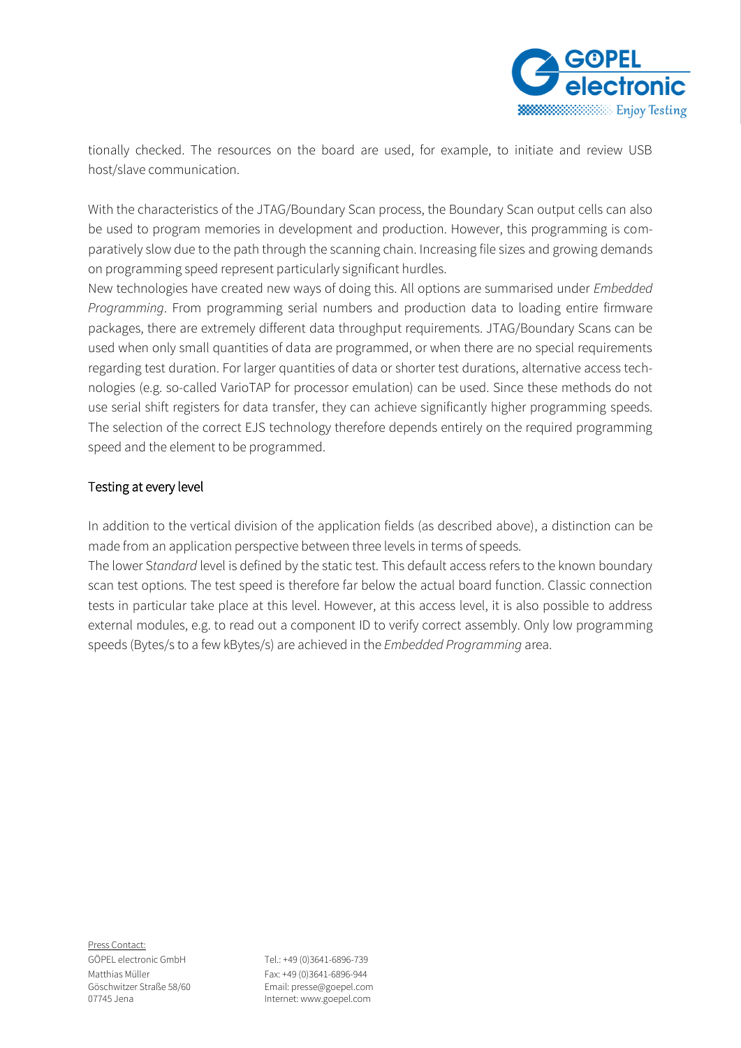tionally checked. The resources on the board are used, for example, to initiate and review USB host/slave communication.

With the characteristics of the JTAG/Boundary Scan process, the Boundary Scan output cells can also be used to program memories in development and production. However, this programming is comparatively slow due to the path through the scanning chain. Increasing file sizes and growing demands on programming speed represent particularly significant hurdles.
New technologies have created new ways of doing this. All options are summarised under *Embedded Programming*. From programming serial numbers and production data to loading entire firmware packages, there are extremely different data throughput requirements. JTAG/Boundary Scans can be used when only small quantities of data are programmed, or when there are no special requirements regarding test duration. For larger quantities of data or shorter test durations, alternative access technologies (e.g. so-called VarioTAP for processor emulation) can be used. Since these methods do not use serial shift registers for data transfer, they can achieve significantly higher programming speeds. The selection of the correct EJS technology therefore depends entirely on the required programming speed and the element to be programmed.

## Testing at every level

In addition to the vertical division of the application fields (as described above), a distinction can be made from an application perspective between three levels in terms of speeds.
The lower S*tandard* level is defined by the static test. This default access refers to the known boundary scan test options. The test speed is therefore far below the actual board function. Classic connection tests in particular take place at this level. However, at this access level, it is also possible to address external modules, e.g. to read out a component ID to verify correct assembly. Only low programming speeds (Bytes/s to a few kBytes/s) are achieved in the *Embedded Programming* area.

Press Contact:
GÖPEL electronic GmbH
Matthias Müller
Göschwitzer Straße 58/60
07745 Jena

Tel.: +49 (0)3641-6896-739
Fax: +49 (0)3641-6896-944
Email: presse@goepel.com
Internet: www.goepel.com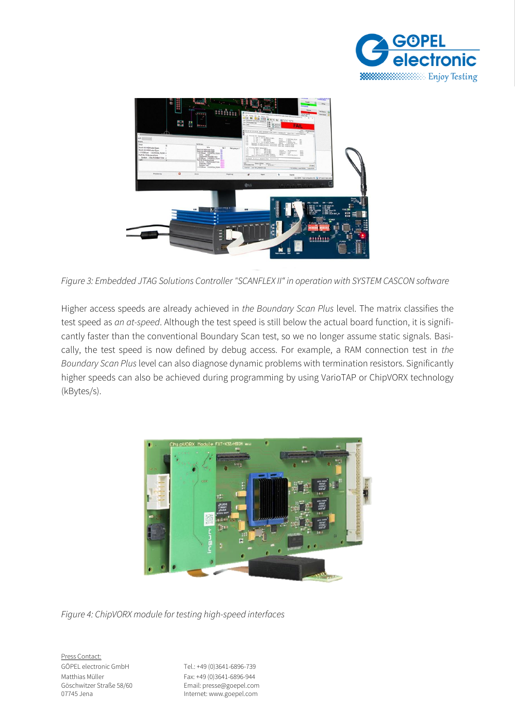*Figure 3: Embedded JTAG Solutions Controller "SCANFLEX II" in operation with SYSTEM CASCON software*

Higher access speeds are already achieved in *the Boundary Scan Plus* level. The matrix classifies the test speed as *an at-speed*. Although the test speed is still below the actual board function, it is significantly faster than the conventional Boundary Scan test, so we no longer assume static signals. Basically, the test speed is now defined by debug access. For example, a RAM connection test in *the Boundary Scan Plus* level can also diagnose dynamic problems with termination resistors. Significantly higher speeds can also be achieved during programming by using VarioTAP or ChipVORX technology (kBytes/s).

*Figure 4: ChipVORX module for testing high-speed interfaces*

Press Contact:
GÖPEL electronic GmbH
Matthias Müller
Göschwitzer Straße 58/60
07745 Jena

Tel.: +49 (0)3641-6896-739
Fax: +49 (0)3641-6896-944
Email: presse@goepel.com
Internet: www.goepel.com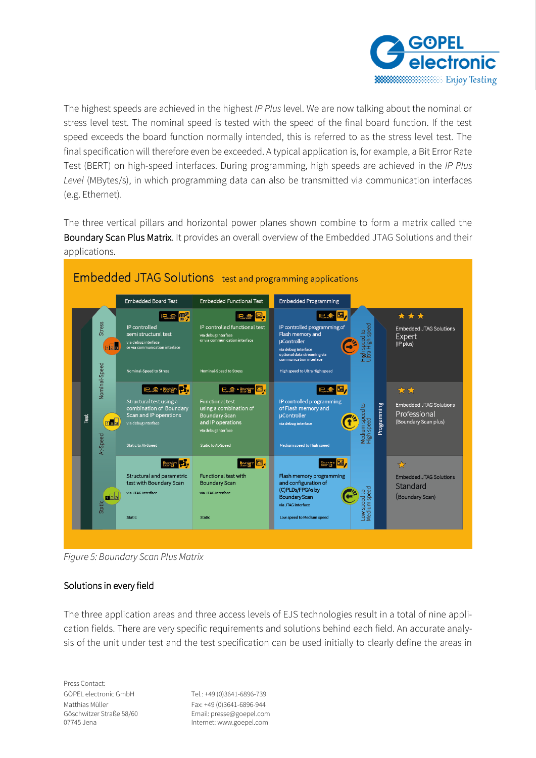The highest speeds are achieved in the highest *IP Plus* level. We are now talking about the nominal or stress level test. The nominal speed is tested with the speed of the final board function. If the test speed exceeds the board function normally intended, this is referred to as the stress level test. The final specification will therefore even be exceeded. A typical application is, for example, a Bit Error Rate Test (BERT) on high-speed interfaces. During programming, high speeds are achieved in the *IP Plus Level* (MBytes/s), in which programming data can also be transmitted via communication interfaces (e.g. Ethernet).

The three vertical pillars and horizontal power planes shown combine to form a matrix called the **Boundary Scan Plus Matrix**. It provides an overall overview of the Embedded JTAG Solutions and their applications.

*Figure 5: Boundary Scan Plus Matrix*

## Solutions in every field

The three application areas and three access levels of EJS technologies result in a total of nine application fields. There are very specific requirements and solutions behind each field. An accurate analysis of the unit under test and the test specification can be used initially to clearly define the areas in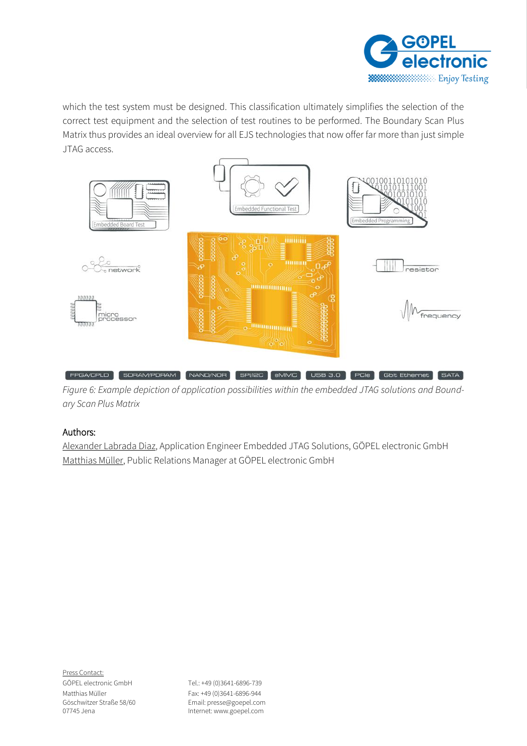which the test system must be designed. This classification ultimately simplifies the selection of the correct test equipment and the selection of test routines to be performed. The Boundary Scan Plus Matrix thus provides an ideal overview for all EJS technologies that now offer far more than just simple JTAG access.

*Figure 6: Example depiction of application possibilities within the embedded JTAG solutions and Boundary Scan Plus Matrix*

**Authors:**

Alexander Labrada Diaz, Application Engineer Embedded JTAG Solutions, GÖPEL electronic GmbH
Matthias Müller, Public Relations Manager at GÖPEL electronic GmbH

Press Contact:
GÖPEL electronic GmbH
Matthias Müller
Göschwitzer Straße 58/60
07745 Jena

Tel.: +49 (0)3641-6896-739
Fax: +49 (0)3641-6896-944
Email: presse@goepel.com
Internet: www.goepel.com